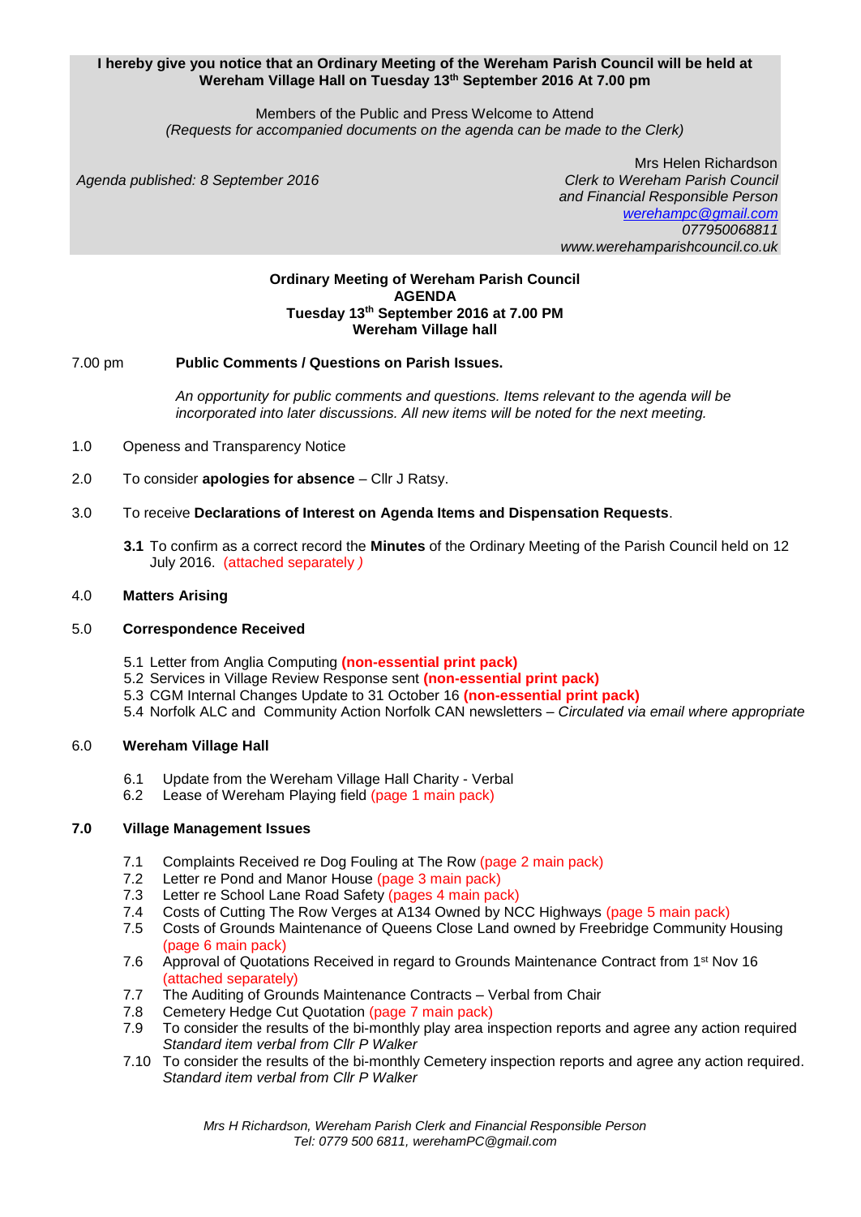**I hereby give you notice that an Ordinary Meeting of the Wereham Parish Council will be held at Wereham Village Hall on Tuesday 13th September 2016 At 7.00 pm**

Members of the Public and Press Welcome to Attend
*(Requests for accompanied documents on the agenda can be made to the Clerk)*

*Agenda published: 8 September 2016*

Mrs Helen Richardson
*Clerk to Wereham Parish Council*
*and Financial Responsible Person*
*werehampc@gmail.com*
*077950068811*
*www.werehamparishcouncil.co.uk*

**Ordinary Meeting of Wereham Parish Council**
**AGENDA**
**Tuesday 13th September 2016 at 7.00 PM**
**Wereham Village hall**

7.00 pm **Public Comments / Questions on Parish Issues.**

*An opportunity for public comments and questions. Items relevant to the agenda will be incorporated into later discussions. All new items will be noted for the next meeting.*

1.0 Openess and Transparency Notice

2.0 To consider **apologies for absence** – Cllr J Ratsy.

3.0 To receive **Declarations of Interest on Agenda Items and Dispensation Requests**.

**3.1** To confirm as a correct record the **Minutes** of the Ordinary Meeting of the Parish Council held on 12 July 2016. (attached separately )

4.0 **Matters Arising**

5.0 **Correspondence Received**

5.1 Letter from Anglia Computing **(non-essential print pack)**
5.2 Services in Village Review Response sent **(non-essential print pack)**
5.3 CGM Internal Changes Update to 31 October 16 **(non-essential print pack)**
5.4 Norfolk ALC and Community Action Norfolk CAN newsletters – *Circulated via email where appropriate*

6.0 **Wereham Village Hall**

6.1 Update from the Wereham Village Hall Charity - Verbal
6.2 Lease of Wereham Playing field (page 1 main pack)

**7.0 Village Management Issues**

7.1 Complaints Received re Dog Fouling at The Row (page 2 main pack)
7.2 Letter re Pond and Manor House (page 3 main pack)
7.3 Letter re School Lane Road Safety (pages 4 main pack)
7.4 Costs of Cutting The Row Verges at A134 Owned by NCC Highways (page 5 main pack)
7.5 Costs of Grounds Maintenance of Queens Close Land owned by Freebridge Community Housing (page 6 main pack)
7.6 Approval of Quotations Received in regard to Grounds Maintenance Contract from 1st Nov 16 (attached separately)
7.7 The Auditing of Grounds Maintenance Contracts – Verbal from Chair
7.8 Cemetery Hedge Cut Quotation (page 7 main pack)
7.9 To consider the results of the bi-monthly play area inspection reports and agree any action required *Standard item verbal from Cllr P Walker*
7.10 To consider the results of the bi-monthly Cemetery inspection reports and agree any action required. *Standard item verbal from Cllr P Walker*

*Mrs H Richardson, Wereham Parish Clerk and Financial Responsible Person*
*Tel: 0779 500 6811, werehamPC@gmail.com*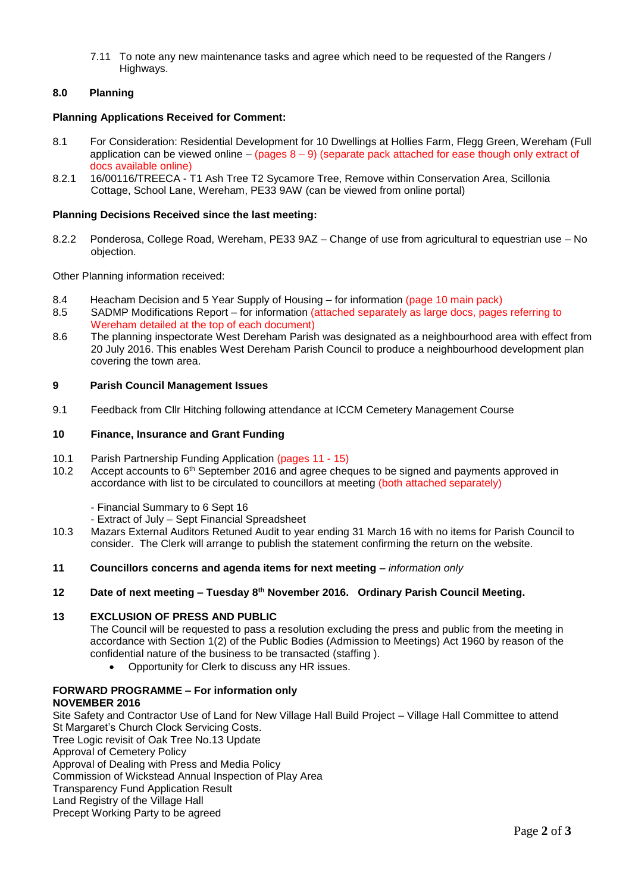7.11 To note any new maintenance tasks and agree which need to be requested of the Rangers / Highways.

**8.0 Planning**

**Planning Applications Received for Comment:**

8.1 For Consideration: Residential Development for 10 Dwellings at Hollies Farm, Flegg Green, Wereham (Full application can be viewed online – (pages 8 – 9) (separate pack attached for ease though only extract of docs available online)

8.2.1 16/00116/TREECA - T1 Ash Tree T2 Sycamore Tree, Remove within Conservation Area, Scillonia Cottage, School Lane, Wereham, PE33 9AW (can be viewed from online portal)

**Planning Decisions Received since the last meeting:**

8.2.2 Ponderosa, College Road, Wereham, PE33 9AZ – Change of use from agricultural to equestrian use – No objection.

Other Planning information received:

8.4 Heacham Decision and 5 Year Supply of Housing – for information (page 10 main pack)

8.5 SADMP Modifications Report – for information (attached separately as large docs, pages referring to Wereham detailed at the top of each document)

8.6 The planning inspectorate West Dereham Parish was designated as a neighbourhood area with effect from 20 July 2016. This enables West Dereham Parish Council to produce a neighbourhood development plan covering the town area.

**9 Parish Council Management Issues**

9.1 Feedback from Cllr Hitching following attendance at ICCM Cemetery Management Course

**10 Finance, Insurance and Grant Funding**

10.1 Parish Partnership Funding Application (pages 11 - 15)

10.2 Accept accounts to 6th September 2016 and agree cheques to be signed and payments approved in accordance with list to be circulated to councillors at meeting (both attached separately)

- Financial Summary to 6 Sept 16
- Extract of July – Sept Financial Spreadsheet

10.3 Mazars External Auditors Retuned Audit to year ending 31 March 16 with no items for Parish Council to consider. The Clerk will arrange to publish the statement confirming the return on the website.

**11 Councillors concerns and agenda items for next meeting –** *information only*

**12 Date of next meeting – Tuesday 8th November 2016. Ordinary Parish Council Meeting.**

**13 EXCLUSION OF PRESS AND PUBLIC**

The Council will be requested to pass a resolution excluding the press and public from the meeting in accordance with Section 1(2) of the Public Bodies (Admission to Meetings) Act 1960 by reason of the confidential nature of the business to be transacted (staffing ).

- Opportunity for Clerk to discuss any HR issues.

**FORWARD PROGRAMME – For information only**
**NOVEMBER 2016**

Site Safety and Contractor Use of Land for New Village Hall Build Project – Village Hall Committee to attend
St Margaret's Church Clock Servicing Costs.
Tree Logic revisit of Oak Tree No.13 Update
Approval of Cemetery Policy
Approval of Dealing with Press and Media Policy
Commission of Wickstead Annual Inspection of Play Area
Transparency Fund Application Result
Land Registry of the Village Hall
Precept Working Party to be agreed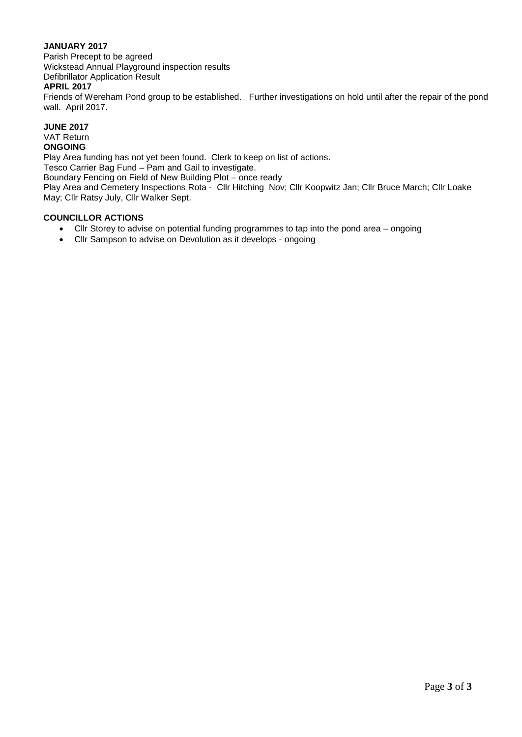**JANUARY 2017**
Parish Precept to be agreed
Wickstead Annual Playground inspection results
Defibrillator Application Result

**APRIL 2017**
Friends of Wereham Pond group to be established. Further investigations on hold until after the repair of the pond wall. April 2017.

**JUNE 2017**
VAT Return

**ONGOING**
Play Area funding has not yet been found. Clerk to keep on list of actions.
Tesco Carrier Bag Fund – Pam and Gail to investigate.
Boundary Fencing on Field of New Building Plot – once ready
Play Area and Cemetery Inspections Rota - Cllr Hitching Nov; Cllr Koopwitz Jan; Cllr Bruce March; Cllr Loake May; Cllr Ratsy July, Cllr Walker Sept.

**COUNCILLOR ACTIONS**

- Cllr Storey to advise on potential funding programmes to tap into the pond area – ongoing
- Cllr Sampson to advise on Devolution as it develops - ongoing